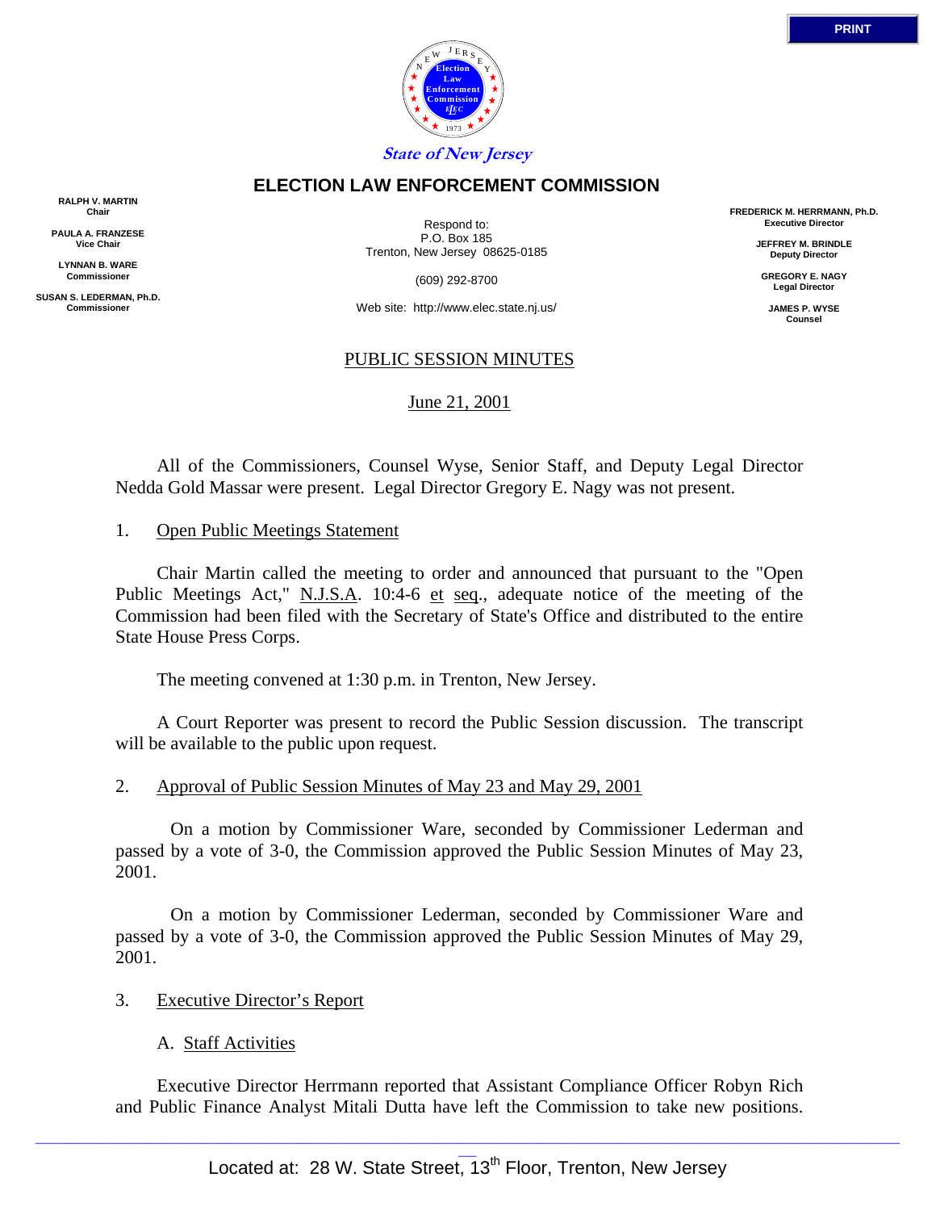State of New Jersey

# ELECTION LAW ENFORCEMENT COMMISSION

**RALPH V. MARTIN**
**Chair**

**PAULA A. FRANZESE**
**Vice Chair**

**LYNNAN B. WARE**
**Commissioner**

**SUSAN S. LEDERMAN, Ph.D.**
**Commissioner**

Respond to:
P.O. Box 185
Trenton, New Jersey 08625-0185

(609) 292-8700

Web site: http://www.elec.state.nj.us/

**FREDERICK M. HERRMANN, Ph.D.**
**Executive Director**

**JEFFREY M. BRINDLE**
**Deputy Director**

**GREGORY E. NAGY**
**Legal Director**

**JAMES P. WYSE**
**Counsel**

## PUBLIC SESSION MINUTES

June 21, 2001

All of the Commissioners, Counsel Wyse, Senior Staff, and Deputy Legal Director Nedda Gold Massar were present. Legal Director Gregory E. Nagy was not present.

1. Open Public Meetings Statement

Chair Martin called the meeting to order and announced that pursuant to the "Open Public Meetings Act," N.J.S.A. 10:4-6 et seq., adequate notice of the meeting of the Commission had been filed with the Secretary of State's Office and distributed to the entire State House Press Corps.

The meeting convened at 1:30 p.m. in Trenton, New Jersey.

A Court Reporter was present to record the Public Session discussion. The transcript will be available to the public upon request.

2. Approval of Public Session Minutes of May 23 and May 29, 2001

On a motion by Commissioner Ware, seconded by Commissioner Lederman and passed by a vote of 3-0, the Commission approved the Public Session Minutes of May 23, 2001.

On a motion by Commissioner Lederman, seconded by Commissioner Ware and passed by a vote of 3-0, the Commission approved the Public Session Minutes of May 29, 2001.

3. Executive Director's Report

A. Staff Activities

Executive Director Herrmann reported that Assistant Compliance Officer Robyn Rich and Public Finance Analyst Mitali Dutta have left the Commission to take new positions.

Located at: 28 W. State Street, 13th Floor, Trenton, New Jersey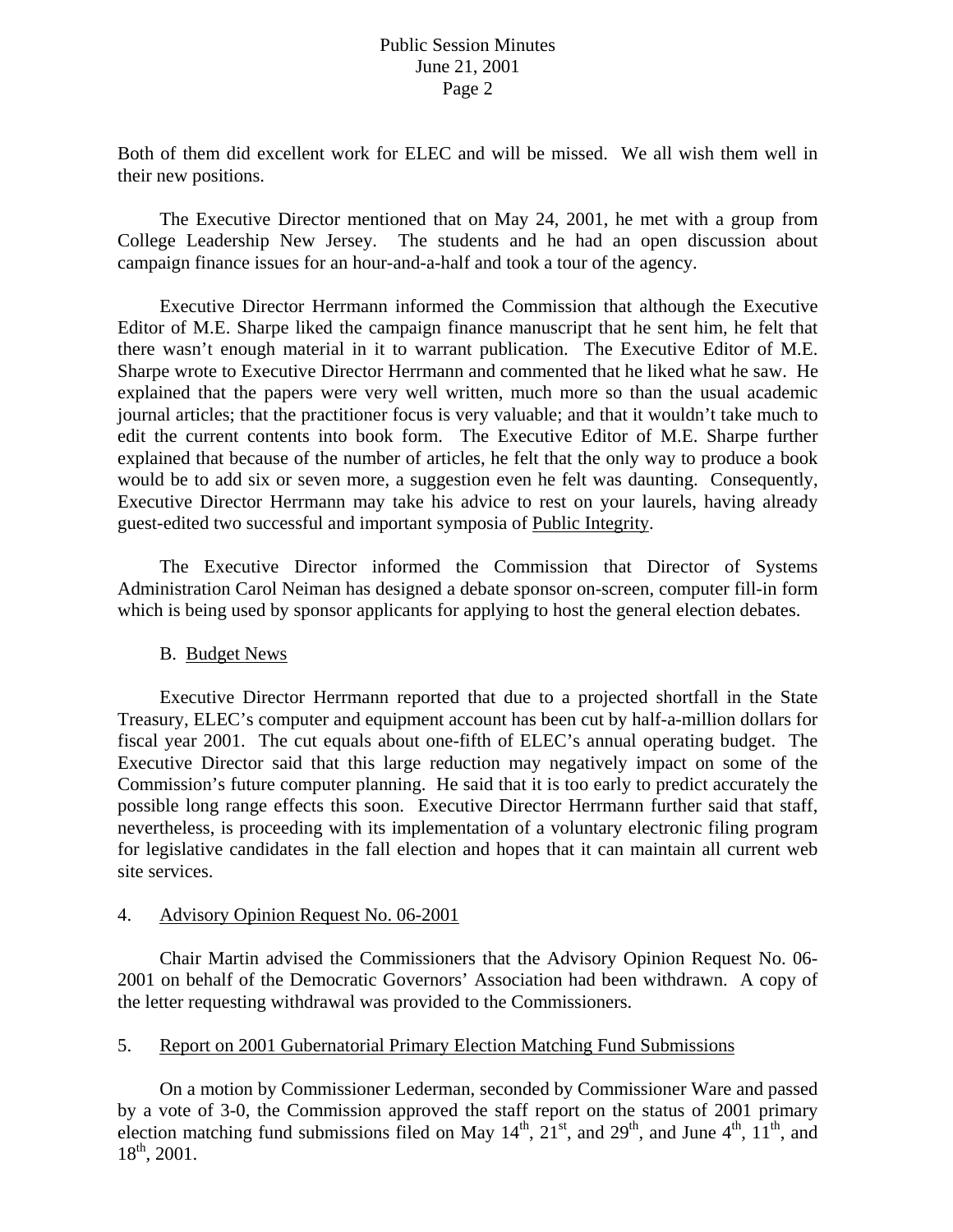Both of them did excellent work for ELEC and will be missed. We all wish them well in their new positions.

The Executive Director mentioned that on May 24, 2001, he met with a group from College Leadership New Jersey. The students and he had an open discussion about campaign finance issues for an hour-and-a-half and took a tour of the agency.

Executive Director Herrmann informed the Commission that although the Executive Editor of M.E. Sharpe liked the campaign finance manuscript that he sent him, he felt that there wasn't enough material in it to warrant publication. The Executive Editor of M.E. Sharpe wrote to Executive Director Herrmann and commented that he liked what he saw. He explained that the papers were very well written, much more so than the usual academic journal articles; that the practitioner focus is very valuable; and that it wouldn't take much to edit the current contents into book form. The Executive Editor of M.E. Sharpe further explained that because of the number of articles, he felt that the only way to produce a book would be to add six or seven more, a suggestion even he felt was daunting. Consequently, Executive Director Herrmann may take his advice to rest on your laurels, having already guest-edited two successful and important symposia of Public Integrity.

The Executive Director informed the Commission that Director of Systems Administration Carol Neiman has designed a debate sponsor on-screen, computer fill-in form which is being used by sponsor applicants for applying to host the general election debates.

B. Budget News

Executive Director Herrmann reported that due to a projected shortfall in the State Treasury, ELEC's computer and equipment account has been cut by half-a-million dollars for fiscal year 2001. The cut equals about one-fifth of ELEC's annual operating budget. The Executive Director said that this large reduction may negatively impact on some of the Commission's future computer planning. He said that it is too early to predict accurately the possible long range effects this soon. Executive Director Herrmann further said that staff, nevertheless, is proceeding with its implementation of a voluntary electronic filing program for legislative candidates in the fall election and hopes that it can maintain all current web site services.

## 4. Advisory Opinion Request No. 06-2001

Chair Martin advised the Commissioners that the Advisory Opinion Request No. 06-2001 on behalf of the Democratic Governors' Association had been withdrawn. A copy of the letter requesting withdrawal was provided to the Commissioners.

## 5. Report on 2001 Gubernatorial Primary Election Matching Fund Submissions

On a motion by Commissioner Lederman, seconded by Commissioner Ware and passed by a vote of 3-0, the Commission approved the staff report on the status of 2001 primary election matching fund submissions filed on May 14th, 21st, and 29th, and June 4th, 11th, and 18th, 2001.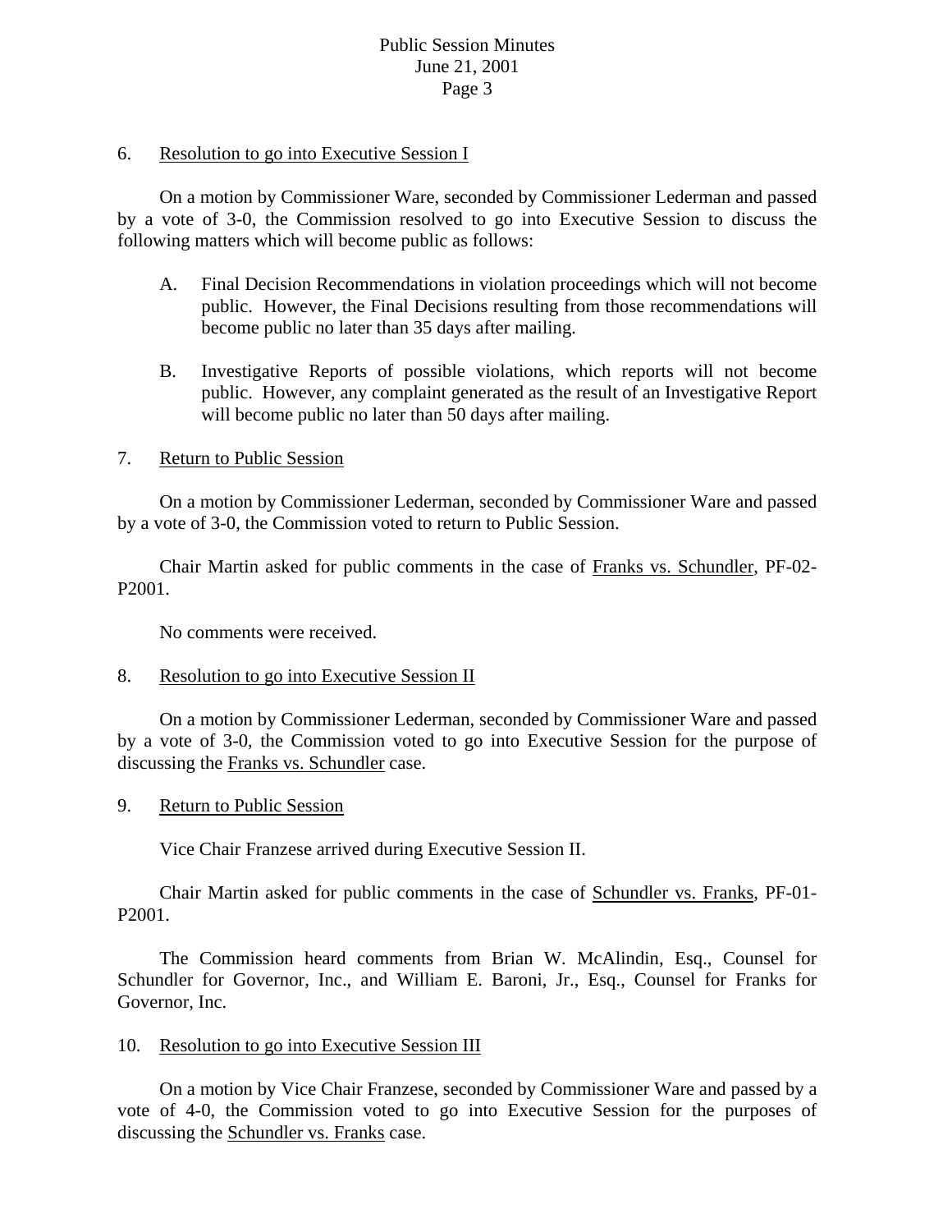6. Resolution to go into Executive Session I

On a motion by Commissioner Ware, seconded by Commissioner Lederman and passed by a vote of 3-0, the Commission resolved to go into Executive Session to discuss the following matters which will become public as follows:

A. Final Decision Recommendations in violation proceedings which will not become public. However, the Final Decisions resulting from those recommendations will become public no later than 35 days after mailing.

B. Investigative Reports of possible violations, which reports will not become public. However, any complaint generated as the result of an Investigative Report will become public no later than 50 days after mailing.

7. Return to Public Session

On a motion by Commissioner Lederman, seconded by Commissioner Ware and passed by a vote of 3-0, the Commission voted to return to Public Session.

Chair Martin asked for public comments in the case of Franks vs. Schundler, PF-02-P2001.

No comments were received.

8. Resolution to go into Executive Session II

On a motion by Commissioner Lederman, seconded by Commissioner Ware and passed by a vote of 3-0, the Commission voted to go into Executive Session for the purpose of discussing the Franks vs. Schundler case.

9. Return to Public Session

Vice Chair Franzese arrived during Executive Session II.

Chair Martin asked for public comments in the case of Schundler vs. Franks, PF-01-P2001.

The Commission heard comments from Brian W. McAlindin, Esq., Counsel for Schundler for Governor, Inc., and William E. Baroni, Jr., Esq., Counsel for Franks for Governor, Inc.

10. Resolution to go into Executive Session III

On a motion by Vice Chair Franzese, seconded by Commissioner Ware and passed by a vote of 4-0, the Commission voted to go into Executive Session for the purposes of discussing the Schundler vs. Franks case.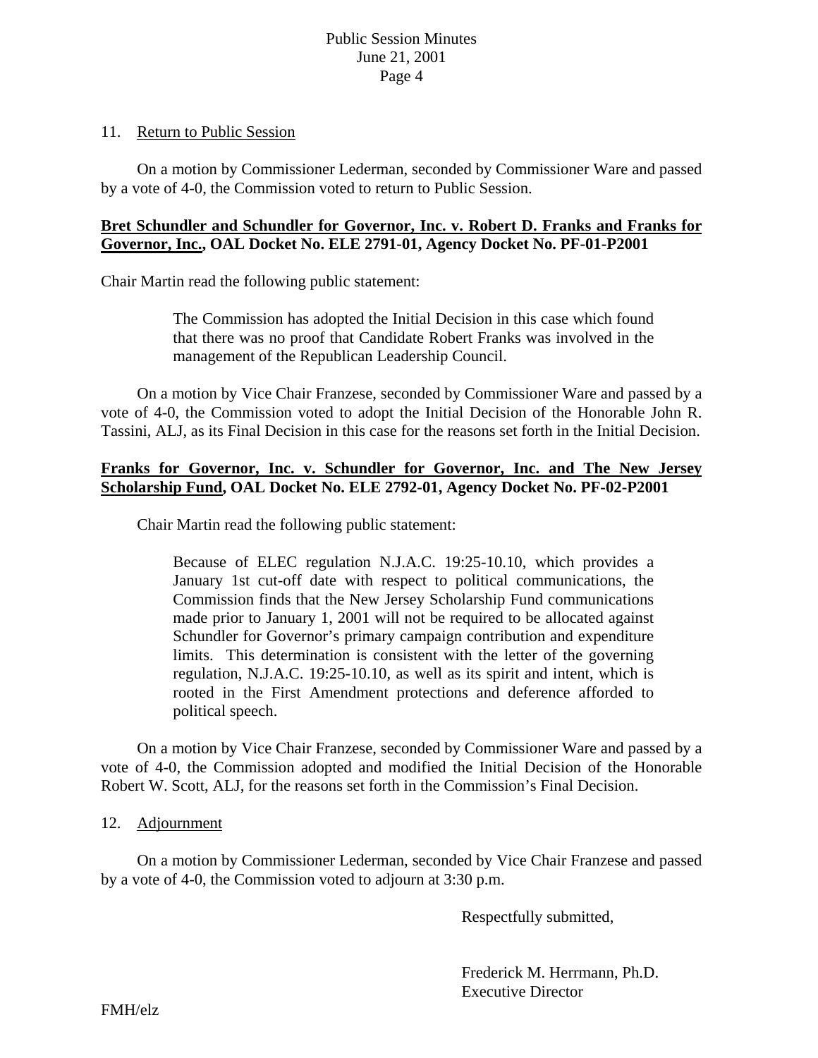11. Return to Public Session

On a motion by Commissioner Lederman, seconded by Commissioner Ware and passed by a vote of 4-0, the Commission voted to return to Public Session.

**Bret Schundler and Schundler for Governor, Inc. v. Robert D. Franks and Franks for Governor, Inc., OAL Docket No. ELE 2791-01, Agency Docket No. PF-01-P2001**

Chair Martin read the following public statement:

> The Commission has adopted the Initial Decision in this case which found that there was no proof that Candidate Robert Franks was involved in the management of the Republican Leadership Council.

On a motion by Vice Chair Franzese, seconded by Commissioner Ware and passed by a vote of 4-0, the Commission voted to adopt the Initial Decision of the Honorable John R. Tassini, ALJ, as its Final Decision in this case for the reasons set forth in the Initial Decision.

**Franks for Governor, Inc. v. Schundler for Governor, Inc. and The New Jersey Scholarship Fund, OAL Docket No. ELE 2792-01, Agency Docket No. PF-02-P2001**

Chair Martin read the following public statement:

> Because of ELEC regulation N.J.A.C. 19:25-10.10, which provides a January 1st cut-off date with respect to political communications, the Commission finds that the New Jersey Scholarship Fund communications made prior to January 1, 2001 will not be required to be allocated against Schundler for Governor's primary campaign contribution and expenditure limits. This determination is consistent with the letter of the governing regulation, N.J.A.C. 19:25-10.10, as well as its spirit and intent, which is rooted in the First Amendment protections and deference afforded to political speech.

On a motion by Vice Chair Franzese, seconded by Commissioner Ware and passed by a vote of 4-0, the Commission adopted and modified the Initial Decision of the Honorable Robert W. Scott, ALJ, for the reasons set forth in the Commission's Final Decision.

12. Adjournment

On a motion by Commissioner Lederman, seconded by Vice Chair Franzese and passed by a vote of 4-0, the Commission voted to adjourn at 3:30 p.m.

Respectfully submitted,

Frederick M. Herrmann, Ph.D.
Executive Director

FMH/elz